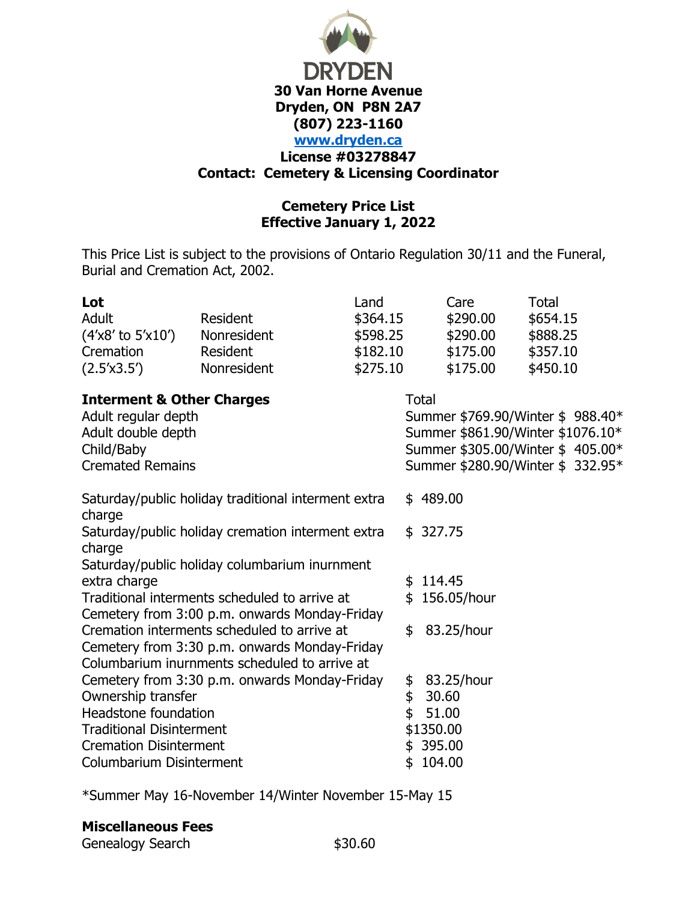**DRYDEN**

**30 Van Horne Avenue**
**Dryden, ON P8N 2A7**
**(807) 223-1160**
**www.dryden.ca**
**License #03278847**
**Contact: Cemetery & Licensing Coordinator**

## Cemetery Price List
## Effective January 1, 2022

This Price List is subject to the provisions of Ontario Regulation 30/11 and the Funeral, Burial and Cremation Act, 2002.

| **Lot** | | Land | Care | Total |
|---|---|---|---|---|
| Adult | Resident | $364.15 | $290.00 | $654.15 |
| (4'x8' to 5'x10') | Nonresident | $598.25 | $290.00 | $888.25 |
| Cremation | Resident | $182.10 | $175.00 | $357.10 |
| (2.5'x3.5') | Nonresident | $275.10 | $175.00 | $450.10 |

| **Interment & Other Charges** | Total |
|---|---|
| Adult regular depth | Summer $769.90/Winter $ 988.40* |
| Adult double depth | Summer $861.90/Winter $1076.10* |
| Child/Baby | Summer $305.00/Winter $ 405.00* |
| Cremated Remains | Summer $280.90/Winter $ 332.95* |

| | |
|---|---|
| Saturday/public holiday traditional interment extra charge | $ 489.00 |
| Saturday/public holiday cremation interment extra charge | $ 327.75 |
| Saturday/public holiday columbarium inurnment extra charge | $ 114.45 |
| Traditional interments scheduled to arrive at Cemetery from 3:00 p.m. onwards Monday-Friday | $ 156.05/hour |
| Cremation interments scheduled to arrive at Cemetery from 3:30 p.m. onwards Monday-Friday | $ 83.25/hour |
| Columbarium inurnments scheduled to arrive at Cemetery from 3:30 p.m. onwards Monday-Friday | $ 83.25/hour |
| Ownership transfer | $ 30.60 |
| Headstone foundation | $ 51.00 |
| Traditional Disinterment | $1350.00 |
| Cremation Disinterment | $ 395.00 |
| Columbarium Disinterment | $ 104.00 |

*Summer May 16-November 14/Winter November 15-May 15

**Miscellaneous Fees**

| | |
|---|---|
| Genealogy Search | $30.60 |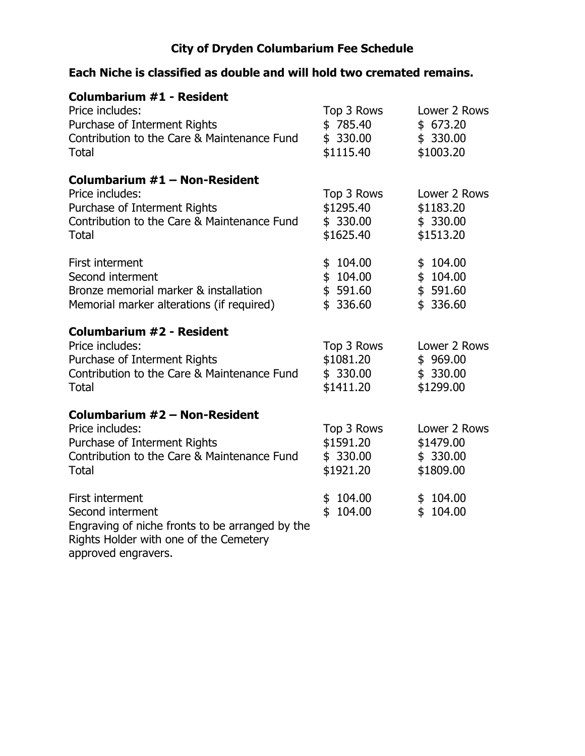# City of Dryden Columbarium Fee Schedule

**Each Niche is classified as double and will hold two cremated remains.**

### Columbarium #1 - Resident

| Price includes: | Top 3 Rows | Lower 2 Rows |
|---|---|---|
| Purchase of Interment Rights | $ 785.40 | $ 673.20 |
| Contribution to the Care & Maintenance Fund | $ 330.00 | $ 330.00 |
| Total | $1115.40 | $1003.20 |

### Columbarium #1 – Non-Resident

| Price includes: | Top 3 Rows | Lower 2 Rows |
|---|---|---|
| Purchase of Interment Rights | $1295.40 | $1183.20 |
| Contribution to the Care & Maintenance Fund | $ 330.00 | $ 330.00 |
| Total | $1625.40 | $1513.20 |
| | | |
| First interment | $ 104.00 | $ 104.00 |
| Second interment | $ 104.00 | $ 104.00 |
| Bronze memorial marker & installation | $ 591.60 | $ 591.60 |
| Memorial marker alterations (if required) | $ 336.60 | $ 336.60 |

### Columbarium #2 - Resident

| Price includes: | Top 3 Rows | Lower 2 Rows |
|---|---|---|
| Purchase of Interment Rights | $1081.20 | $ 969.00 |
| Contribution to the Care & Maintenance Fund | $ 330.00 | $ 330.00 |
| Total | $1411.20 | $1299.00 |

### Columbarium #2 – Non-Resident

| Price includes: | Top 3 Rows | Lower 2 Rows |
|---|---|---|
| Purchase of Interment Rights | $1591.20 | $1479.00 |
| Contribution to the Care & Maintenance Fund | $ 330.00 | $ 330.00 |
| Total | $1921.20 | $1809.00 |
| | | |
| First interment | $ 104.00 | $ 104.00 |
| Second interment | $ 104.00 | $ 104.00 |

Engraving of niche fronts to be arranged by the Rights Holder with one of the Cemetery approved engravers.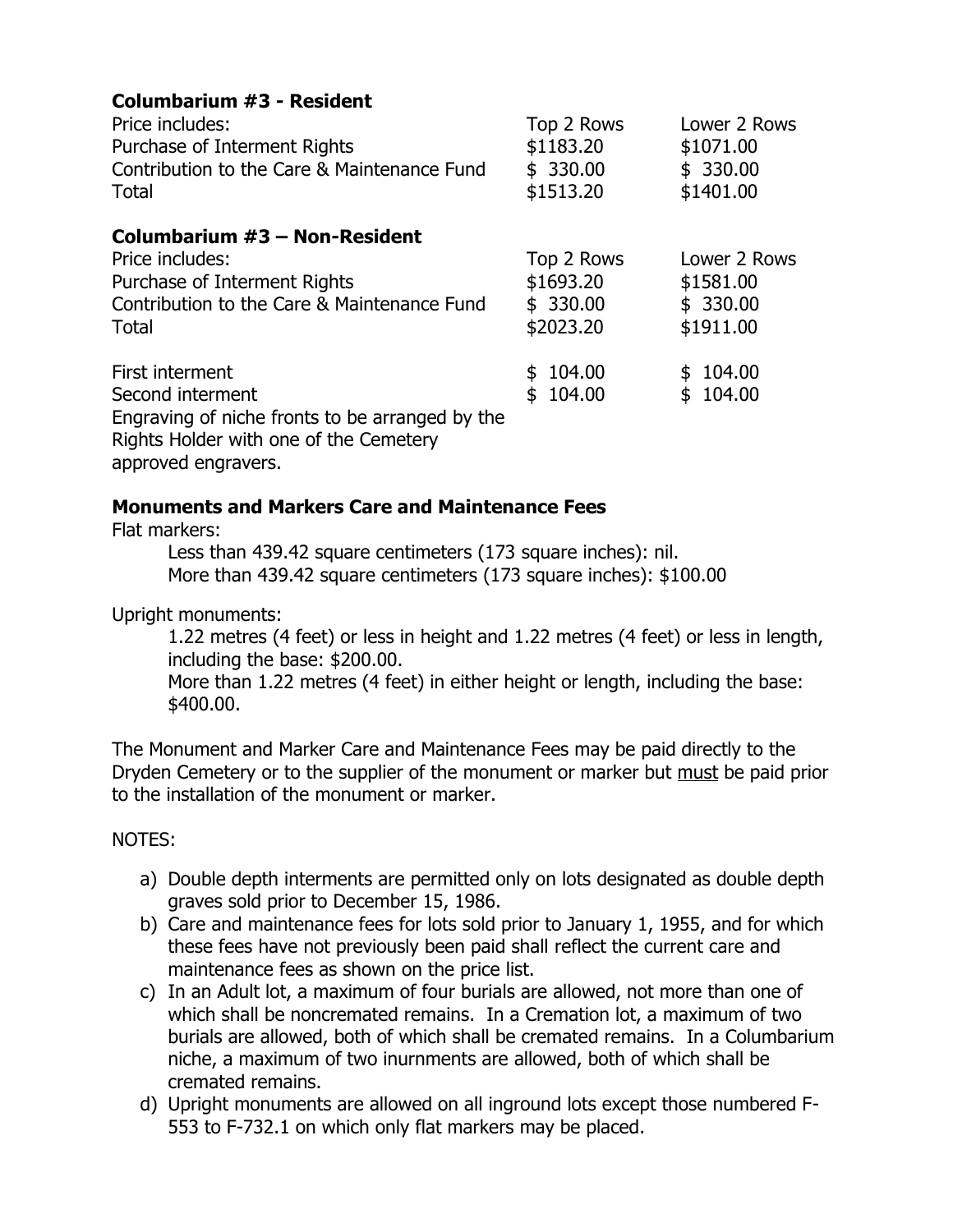**Columbarium #3 - Resident**

| Price includes: | Top 2 Rows | Lower 2 Rows |
|---|---|---|
| Purchase of Interment Rights | $1183.20 | $1071.00 |
| Contribution to the Care & Maintenance Fund | $ 330.00 | $ 330.00 |
| Total | $1513.20 | $1401.00 |

**Columbarium #3 – Non-Resident**

| Price includes: | Top 2 Rows | Lower 2 Rows |
|---|---|---|
| Purchase of Interment Rights | $1693.20 | $1581.00 |
| Contribution to the Care & Maintenance Fund | $ 330.00 | $ 330.00 |
| Total | $2023.20 | $1911.00 |
| | | |
| First interment | $ 104.00 | $ 104.00 |
| Second interment | $ 104.00 | $ 104.00 |

Engraving of niche fronts to be arranged by the Rights Holder with one of the Cemetery approved engravers.

**Monuments and Markers Care and Maintenance Fees**

Flat markers:

Less than 439.42 square centimeters (173 square inches): nil.
More than 439.42 square centimeters (173 square inches): $100.00

Upright monuments:

1.22 metres (4 feet) or less in height and 1.22 metres (4 feet) or less in length, including the base: $200.00.
More than 1.22 metres (4 feet) in either height or length, including the base: $400.00.

The Monument and Marker Care and Maintenance Fees may be paid directly to the Dryden Cemetery or to the supplier of the monument or marker but must be paid prior to the installation of the monument or marker.

NOTES:

a) Double depth interments are permitted only on lots designated as double depth graves sold prior to December 15, 1986.
b) Care and maintenance fees for lots sold prior to January 1, 1955, and for which these fees have not previously been paid shall reflect the current care and maintenance fees as shown on the price list.
c) In an Adult lot, a maximum of four burials are allowed, not more than one of which shall be noncremated remains. In a Cremation lot, a maximum of two burials are allowed, both of which shall be cremated remains. In a Columbarium niche, a maximum of two inurnments are allowed, both of which shall be cremated remains.
d) Upright monuments are allowed on all inground lots except those numbered F-553 to F-732.1 on which only flat markers may be placed.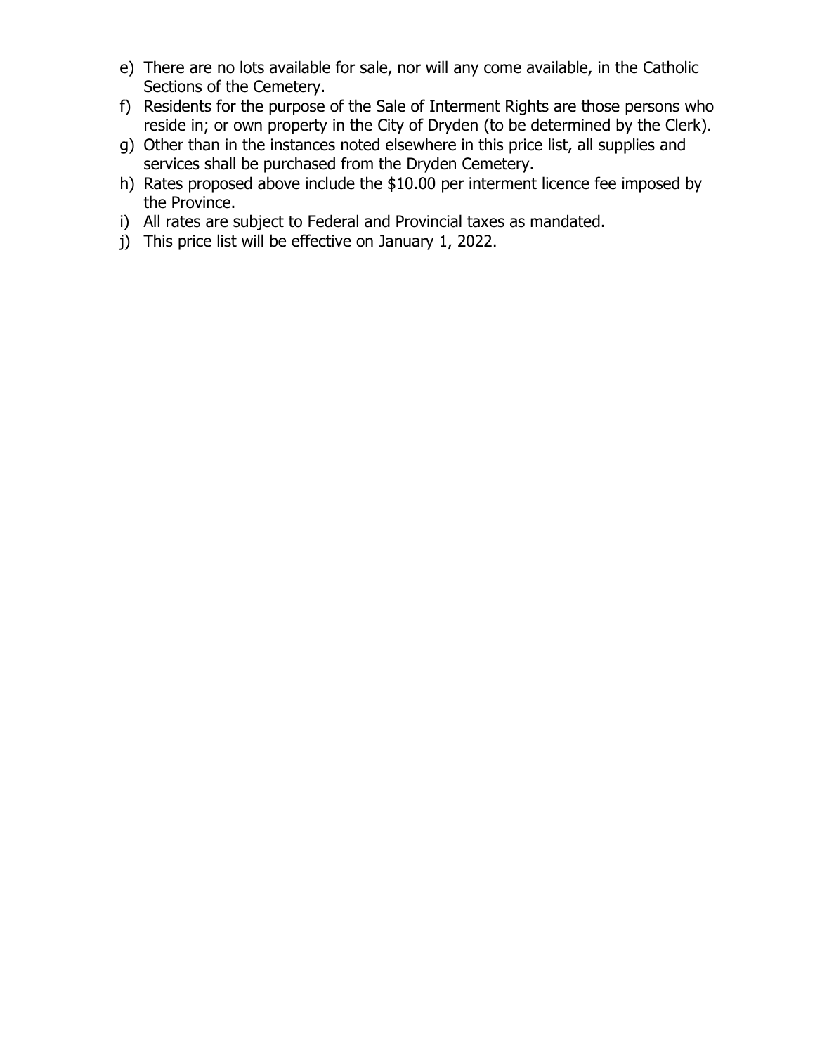e) There are no lots available for sale, nor will any come available, in the Catholic Sections of the Cemetery.
f) Residents for the purpose of the Sale of Interment Rights are those persons who reside in; or own property in the City of Dryden (to be determined by the Clerk).
g) Other than in the instances noted elsewhere in this price list, all supplies and services shall be purchased from the Dryden Cemetery.
h) Rates proposed above include the $10.00 per interment licence fee imposed by the Province.
i) All rates are subject to Federal and Provincial taxes as mandated.
j) This price list will be effective on January 1, 2022.